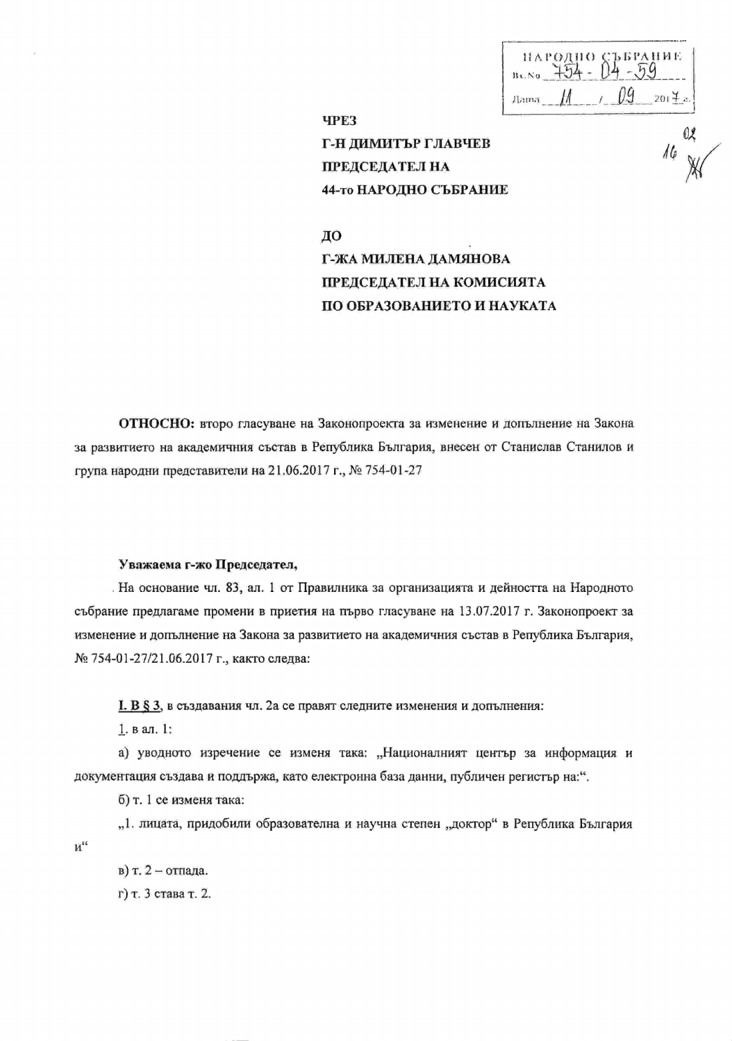НАРОДНО СЪБРАНИЕ
Вх.No 754-04-59
Дата 11 / 09 2017 г.

**ЧРЕЗ**

**Г-Н ДИМИТЪР ГЛАВЧЕВ**

**ПРЕДСЕДАТЕЛ НА**

**44-то НАРОДНО СЪБРАНИЕ**

**ДО**

**Г-ЖА МИЛЕНА ДАМЯНОВА**

**ПРЕДСЕДАТЕЛ НА КОМИСИЯТА**

**ПО ОБРАЗОВАНИЕТО И НАУКАТА**

**ОТНОСНО:** второ гласуване на Законопроекта за изменение и допълнение на Закона за развитието на академичния състав в Република България, внесен от Станислав Станилов и група народни представители на 21.06.2017 г., № 754-01-27

**Уважаема г-жо Председател,**

На основание чл. 83, ал. 1 от Правилника за организацията и дейността на Народното събрание предлагаме промени в приетия на първо гласуване на 13.07.2017 г. Законопроект за изменение и допълнение на Закона за развитието на академичния състав в Република България, № 754-01-27/21.06.2017 г., както следва:

**I. В § 3**, в създавания чл. 2а се правят следните изменения и допълнения:

1. в ал. 1:

а) уводното изречение се изменя така: „Националният център за информация и документация създава и поддържа, като електронна база данни, публичен регистър на:".

б) т. 1 се изменя така:

„1. лицата, придобили образователна и научна степен „доктор" в Република България и"

в) т. 2 – отпада.

г) т. 3 става т. 2.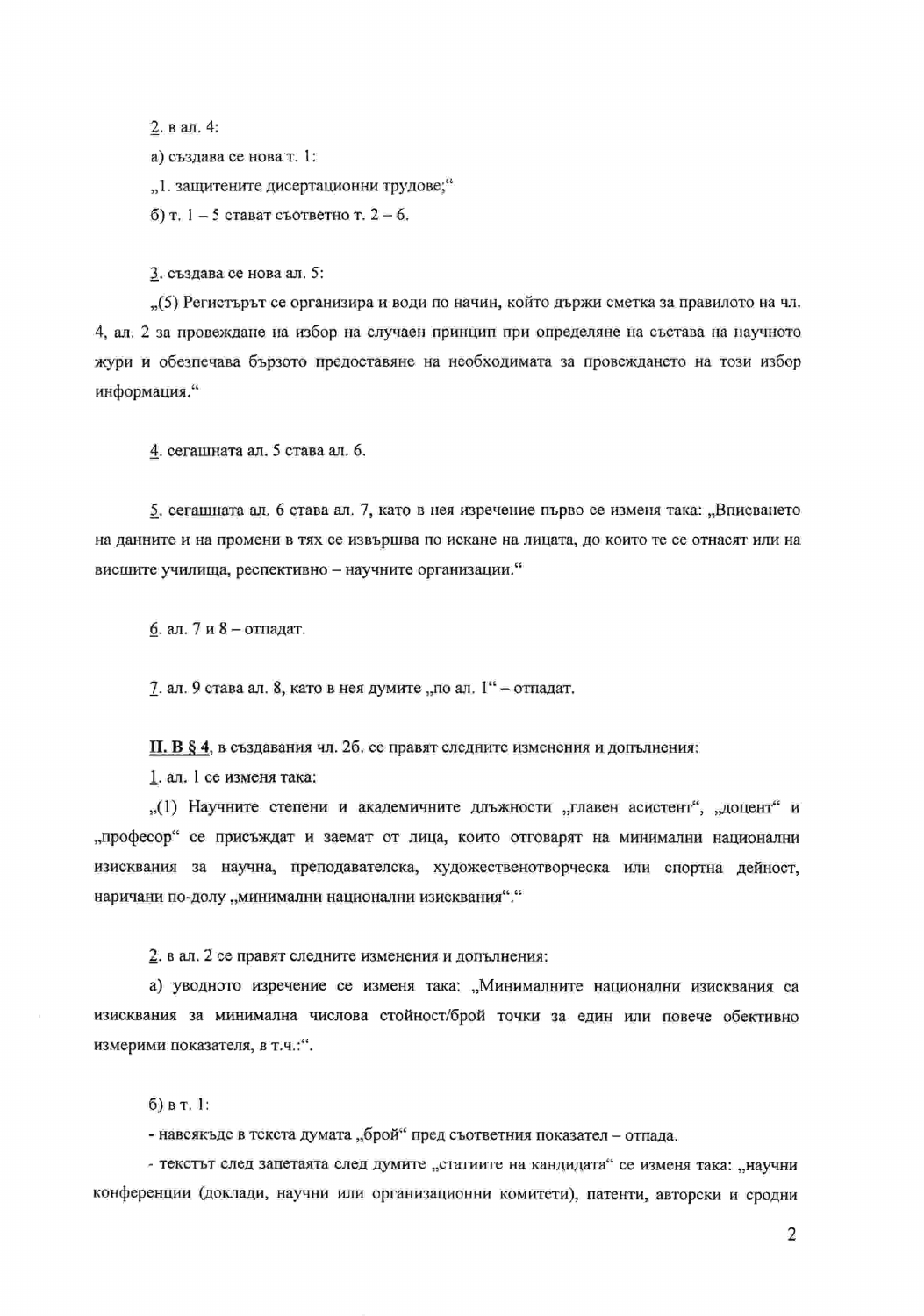2. в ал. 4:

а) създава се нова т. 1:

„1. защитените дисертационни трудове;“

б) т. 1 – 5 стават съответно т. 2 – 6.

3. създава се нова ал. 5:

„(5) Регистърът се организира и води по начин, който държи сметка за правилото на чл. 4, ал. 2 за провеждане на избор на случаен принцип при определяне на състава на научното жури и обезпечава бързото предоставяне на необходимата за провеждането на този избор информация.“

4. сегашната ал. 5 става ал. 6.

5. сегашната ал. 6 става ал. 7, като в нея изречение първо се изменя така: „Вписването на данните и на промени в тях се извършва по искане на лицата, до които те се отнасят или на висшите училища, респективно – научните организации.“

6. ал. 7 и 8 – отпадат.

7. ал. 9 става ал. 8, като в нея думите „по ал. 1“ – отпадат.

**II. В § 4**, в създавания чл. 2б, се правят следните изменения и допълнения:

1. ал. 1 се изменя така:

„(1) Научните степени и академичните длъжности „главен асистент“, „доцент“ и „професор“ се присъждат и заемат от лица, които отговарят на минимални национални изисквания за научна, преподавателска, художественотворческа или спортна дейност, наричани по-долу „минимални национални изисквания“.“

2. в ал. 2 се правят следните изменения и допълнения:

а) уводното изречение се изменя така: „Минималните национални изисквания са изисквания за минимална числова стойност/брой точки за един или повече обективно измерими показателя, в т.ч.:“.

б) в т. 1:

- навсякъде в текста думата „брой“ пред съответния показател – отпада.

- текстът след запетаята след думите „статиите на кандидата“ се изменя така: „научни конференции (доклади, научни или организационни комитети), патенти, авторски и сродни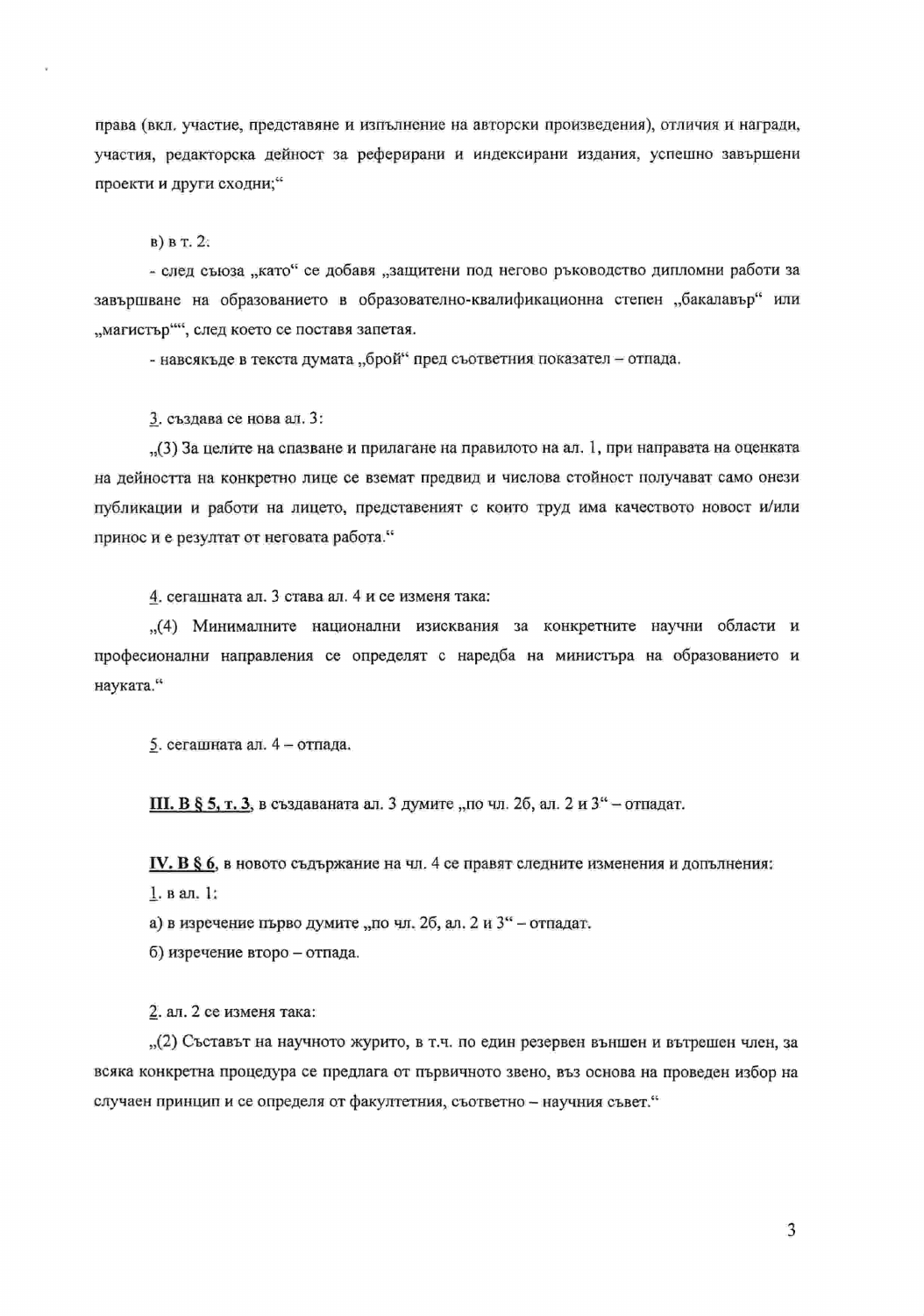права (вкл. участие, представяне и изпълнение на авторски произведения), отличия и награди, участия, редакторска дейност за реферирани и индексирани издания, успешно завършени проекти и други сходни;"

в) в т. 2:

- след съюза „като" се добавя „защитени под негово ръководство дипломни работи за завършване на образованието в образователно-квалификационна степен „бакалавър" или „магистър"", след което се поставя запетая.

- навсякъде в текста думата „брой" пред съответния показател – отпада.

<u>3</u>. създава се нова ал. 3:

„(3) За целите на спазване и прилагане на правилото на ал. 1, при направата на оценката на дейността на конкретно лице се вземат предвид и числова стойност получават само онези публикации и работи на лицето, представеният с които труд има качеството новост и/или принос и е резултат от неговата работа."

<u>4</u>. сегашната ал. 3 става ал. 4 и се изменя така:

„(4) Минималните национални изисквания за конкретните научни области и професионални направления се определят с наредба на министъра на образованието и науката."

<u>5</u>. сегашната ал. 4 – отпада.

**<u>III. В § 5, т. 3</u>**, в създаваната ал. 3 думите „по чл. 2б, ал. 2 и 3" – отпадат.

**<u>IV. В § 6</u>**, в новото съдържание на чл. 4 се правят следните изменения и допълнения:

<u>1</u>. в ал. 1:

а) в изречение първо думите „по чл. 2б, ал. 2 и 3" – отпадат.

б) изречение второ – отпада.

<u>2</u>. ал. 2 се изменя така:

„(2) Съставът на научното жури, в т.ч. по един резервен външен и вътрешен член, за всяка конкретна процедура се предлага от първичното звено, въз основа на проведен избор на случаен принцип и се определя от факултетния, съответно – научния съвет."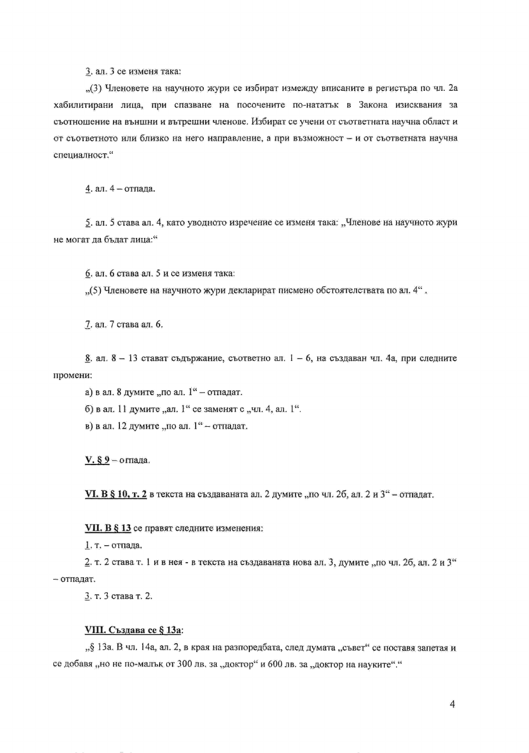3. ал. 3 се изменя така:

„(3) Членовете на научното жури се избират измежду вписаните в регистъра по чл. 2а хабилитирани лица, при спазване на посочените по-нататък в Закона изисквания за съотношение на външни и вътрешни членове. Избират се учени от съответната научна област и от съответното или близко на него направление, а при възможност – и от съответната научна специалност."

4. ал. 4 – отпада.

5. ал. 5 става ал. 4, като уводното изречение се изменя така: „Членове на научното жури не могат да бъдат лица:"

6. ал. 6 става ал. 5 и се изменя така:

„(5) Членовете на научното жури декларират писмено обстоятелствата по ал. 4" .

7. ал. 7 става ал. 6.

8. ал. 8 – 13 стават съдържание, съответно ал. 1 – 6, на създаван чл. 4а, при следните промени:

а) в ал. 8 думите „по ал. 1" – отпадат.

б) в ал. 11 думите „ал. 1" се заменят с „чл. 4, ал. 1".

в) в ал. 12 думите „по ал. 1" – отпадат.

**V. § 9** – отпада.

**VI. В § 10, т. 2** в текста на създаваната ал. 2 думите „по чл. 2б, ал. 2 и 3" – отпадат.

**VII. В § 13** се правят следните изменения:

1. т. – отпада.

2. т. 2 става т. 1 и в нея - в текста на създаваната нова ал. 3, думите „по чл. 2б, ал. 2 и 3" – отпадат.

3. т. 3 става т. 2.

**VIII. Създава се § 13а:**

„§ 13а. В чл. 14а, ал. 2, в края на разпоредбата, след думата „съвет" се поставя запетая и се добавя „но не по-малък от 300 лв. за „доктор" и 600 лв. за „доктор на науките"."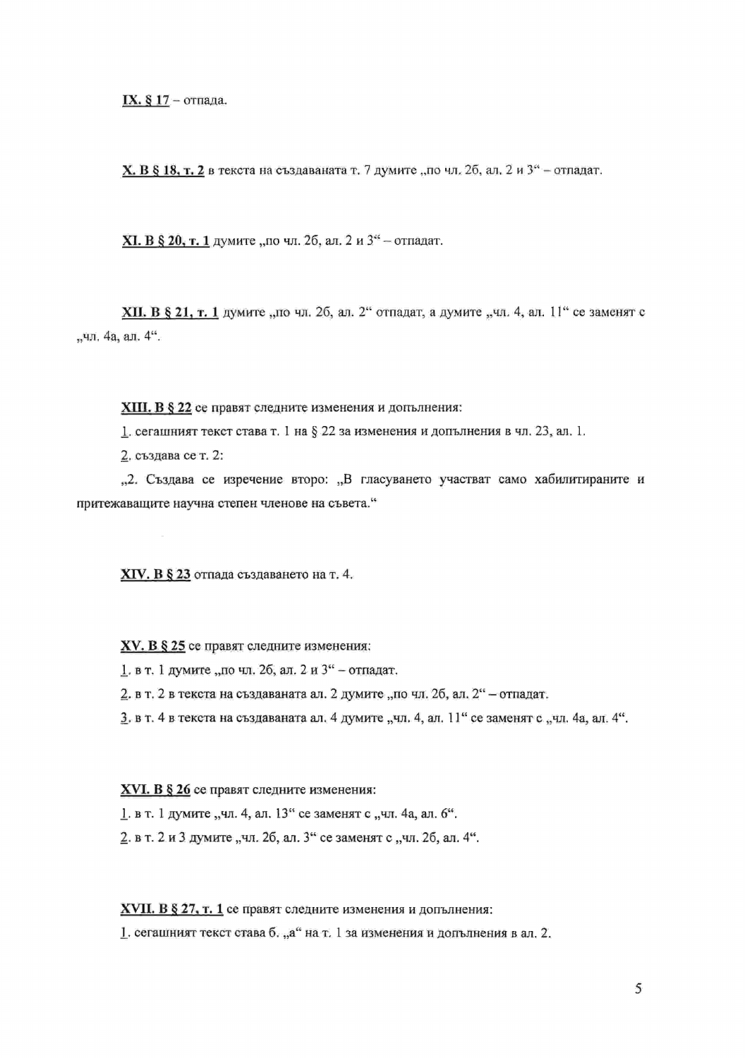**IX. § 17** – отпада.

**X. В § 18, т. 2** в текста на създаваната т. 7 думите „по чл. 2б, ал. 2 и 3“ – отпадат.

**XI. В § 20, т. 1** думите „по чл. 2б, ал. 2 и 3“ – отпадат.

**XII. В § 21, т. 1** думите „по чл. 2б, ал. 2“ отпадат, а думите „чл. 4, ал. 11“ се заменят с „чл. 4а, ал. 4“.

**XIII. В § 22** се правят следните изменения и допълнения:

1. сегашният текст става т. 1 на § 22 за изменения и допълнения в чл. 23, ал. 1.

2. създава се т. 2:

„2. Създава се изречение второ: „В гласуването участват само хабилитираните и притежаващите научна степен членове на съвета.“

**XIV. В § 23** отпада създаването на т. 4.

**XV. В § 25** се правят следните изменения:

1. в т. 1 думите „по чл. 2б, ал. 2 и 3“ – отпадат.

2. в т. 2 в текста на създаваната ал. 2 думите „по чл. 2б, ал. 2“ – отпадат.

3. в т. 4 в текста на създаваната ал. 4 думите „чл. 4, ал. 11“ се заменят с „чл. 4а, ал. 4“.

**XVI. В § 26** се правят следните изменения:

1. в т. 1 думите „чл. 4, ал. 13“ се заменят с „чл. 4а, ал. 6“.

2. в т. 2 и 3 думите „чл. 2б, ал. 3“ се заменят с „чл. 2б, ал. 4“.

**XVII. В § 27, т. 1** се правят следните изменения и допълнения:

1. сегашният текст става б. „а“ на т. 1 за изменения и допълнения в ал. 2.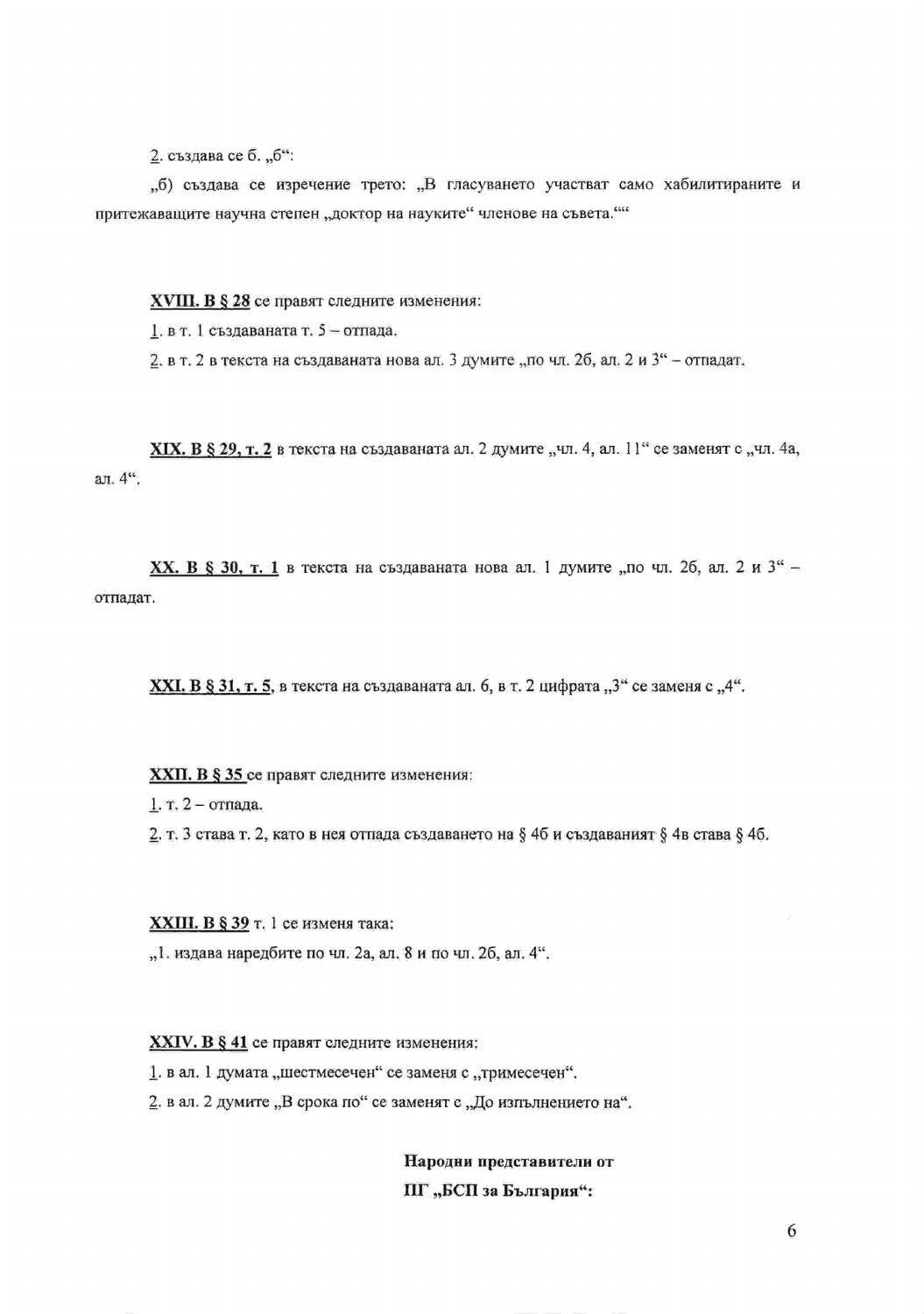2. създава се б. „б“:

„б) създава се изречение трето: „В гласуването участват само хабилитираните и притежаващите научна степен „доктор на науките“ членове на съвета.““

**XVIII. В § 28** се правят следните изменения:

1. в т. 1 създаваната т. 5 – отпада.

2. в т. 2 в текста на създаваната нова ал. 3 думите „по чл. 2б, ал. 2 и 3“ – отпадат.

**XIX. В § 29, т. 2** в текста на създаваната ал. 2 думите „чл. 4, ал. 11“ се заменят с „чл. 4а, ал. 4“.

**XX. В § 30, т. 1** в текста на създаваната нова ал. 1 думите „по чл. 2б, ал. 2 и 3“ – отпадат.

**XXI. В § 31, т. 5**, в текста на създаваната ал. 6, в т. 2 цифрата „3“ се заменя с „4“.

**XXII. В § 35** се правят следните изменения:

1. т. 2 – отпада.

2. т. 3 става т. 2, като в нея отпада създаването на § 4б и създаваният § 4в става § 4б.

**XXIII. В § 39** т. 1 се изменя така:

„1. издава наредбите по чл. 2а, ал. 8 и по чл. 2б, ал. 4“.

**XXIV. В § 41** се правят следните изменения:

1. в ал. 1 думата „шестмесечен“ се заменя с „тримесечен“.

2. в ал. 2 думите „В срока по“ се заменят с „До изпълнението на“.

**Народни представители от**

**ПГ „БСП за България“:**